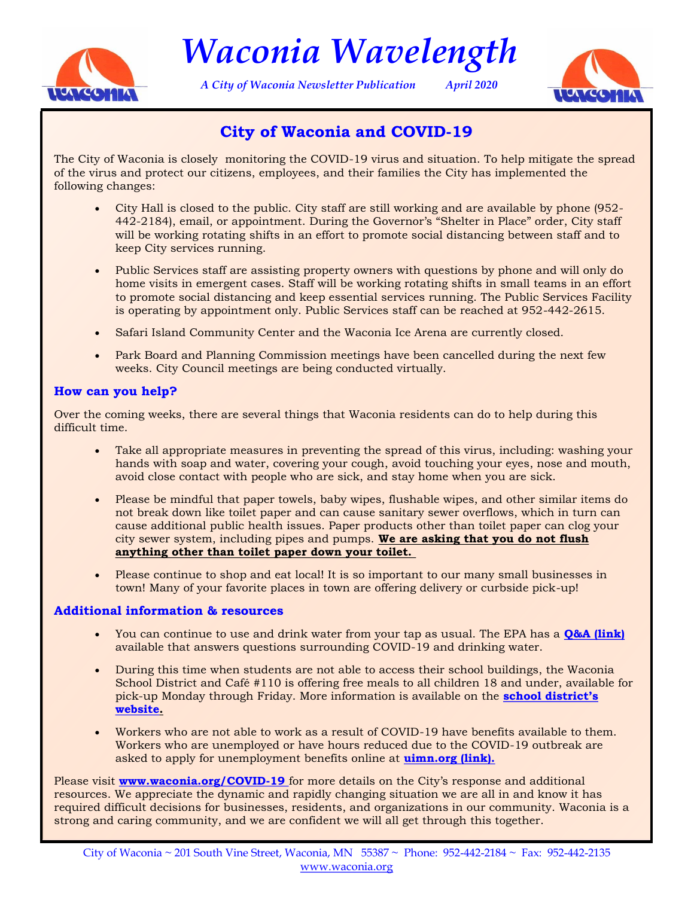# *Waconia Wavelength*

*A City of Waconia Newsletter Publication April 2020*

## City of Waconia and COVID-19

The City of Waconia is closely monitoring the COVID-19 virus and situation. To help mitigate the spread of the virus and protect our citizens, employees, and their families the City has implemented the following changes:

- City Hall is closed to the public. City staff are still working and are available by phone (952-442-2184), email, or appointment. During the Governor's "Shelter in Place" order, City staff will be working rotating shifts in an effort to promote social distancing between staff and to keep City services running.
- Public Services staff are assisting property owners with questions by phone and will only do home visits in emergent cases. Staff will be working rotating shifts in small teams in an effort to promote social distancing and keep essential services running. The Public Services Facility is operating by appointment only. Public Services staff can be reached at 952-442-2615.
- Safari Island Community Center and the Waconia Ice Arena are currently closed.
- Park Board and Planning Commission meetings have been cancelled during the next few weeks. City Council meetings are being conducted virtually.

### How can you help?

Over the coming weeks, there are several things that Waconia residents can do to help during this difficult time.

- Take all appropriate measures in preventing the spread of this virus, including: washing your hands with soap and water, covering your cough, avoid touching your eyes, nose and mouth, avoid close contact with people who are sick, and stay home when you are sick.
- Please be mindful that paper towels, baby wipes, flushable wipes, and other similar items do not break down like toilet paper and can cause sanitary sewer overflows, which in turn can cause additional public health issues. Paper products other than toilet paper can clog your city sewer system, including pipes and pumps. **We are asking that you do not flush anything other than toilet paper down your toilet.**
- Please continue to shop and eat local! It is so important to our many small businesses in town! Many of your favorite places in town are offering delivery or curbside pick-up!

### Additional information & resources

- You can continue to use and drink water from your tap as usual. The EPA has a **Q&A (link)** available that answers questions surrounding COVID-19 and drinking water.
- During this time when students are not able to access their school buildings, the Waconia School District and Café #110 is offering free meals to all children 18 and under, available for pick-up Monday through Friday. More information is available on the **school district's website.**
- Workers who are not able to work as a result of COVID-19 have benefits available to them. Workers who are unemployed or have hours reduced due to the COVID-19 outbreak are asked to apply for unemployment benefits online at **uimn.org (link).**

Please visit **www.waconia.org/COVID-19** for more details on the City's response and additional resources. We appreciate the dynamic and rapidly changing situation we are all in and know it has required difficult decisions for businesses, residents, and organizations in our community. Waconia is a strong and caring community, and we are confident we will all get through this together.

City of Waconia ~ 201 South Vine Street, Waconia, MN 55387 ~ Phone: 952-442-2184 ~ Fax: 952-442-2135
www.waconia.org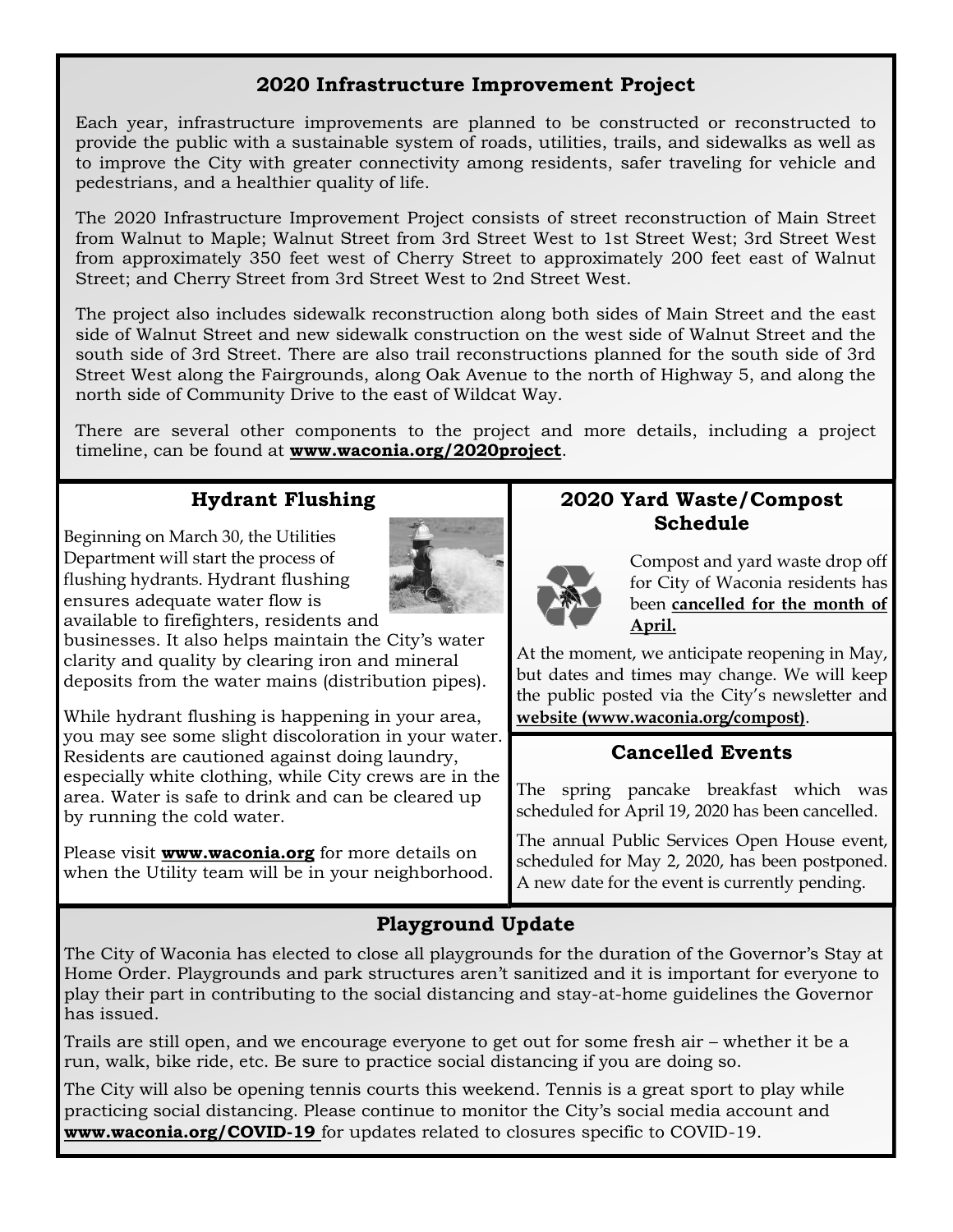## 2020 Infrastructure Improvement Project

Each year, infrastructure improvements are planned to be constructed or reconstructed to provide the public with a sustainable system of roads, utilities, trails, and sidewalks as well as to improve the City with greater connectivity among residents, safer traveling for vehicle and pedestrians, and a healthier quality of life.

The 2020 Infrastructure Improvement Project consists of street reconstruction of Main Street from Walnut to Maple; Walnut Street from 3rd Street West to 1st Street West; 3rd Street West from approximately 350 feet west of Cherry Street to approximately 200 feet east of Walnut Street; and Cherry Street from 3rd Street West to 2nd Street West.

The project also includes sidewalk reconstruction along both sides of Main Street and the east side of Walnut Street and new sidewalk construction on the west side of Walnut Street and the south side of 3rd Street. There are also trail reconstructions planned for the south side of 3rd Street West along the Fairgrounds, along Oak Avenue to the north of Highway 5, and along the north side of Community Drive to the east of Wildcat Way.

There are several other components to the project and more details, including a project timeline, can be found at **www.waconia.org/2020project**.

## Hydrant Flushing

Beginning on March 30, the Utilities Department will start the process of flushing hydrants. Hydrant flushing ensures adequate water flow is available to firefighters, residents and businesses. It also helps maintain the City's water clarity and quality by clearing iron and mineral deposits from the water mains (distribution pipes).

While hydrant flushing is happening in your area, you may see some slight discoloration in your water. Residents are cautioned against doing laundry, especially white clothing, while City crews are in the area. Water is safe to drink and can be cleared up by running the cold water.

Please visit **www.waconia.org** for more details on when the Utility team will be in your neighborhood.

## 2020 Yard Waste/Compost Schedule

Compost and yard waste drop off for City of Waconia residents has been **cancelled for the month of April.**

At the moment, we anticipate reopening in May, but dates and times may change. We will keep the public posted via the City's newsletter and **website (www.waconia.org/compost)**.

## Cancelled Events

The spring pancake breakfast which was scheduled for April 19, 2020 has been cancelled.

The annual Public Services Open House event, scheduled for May 2, 2020, has been postponed. A new date for the event is currently pending.

## Playground Update

The City of Waconia has elected to close all playgrounds for the duration of the Governor's Stay at Home Order. Playgrounds and park structures aren't sanitized and it is important for everyone to play their part in contributing to the social distancing and stay-at-home guidelines the Governor has issued.

Trails are still open, and we encourage everyone to get out for some fresh air – whether it be a run, walk, bike ride, etc. Be sure to practice social distancing if you are doing so.

The City will also be opening tennis courts this weekend. Tennis is a great sport to play while practicing social distancing. Please continue to monitor the City's social media account and **www.waconia.org/COVID-19** for updates related to closures specific to COVID-19.